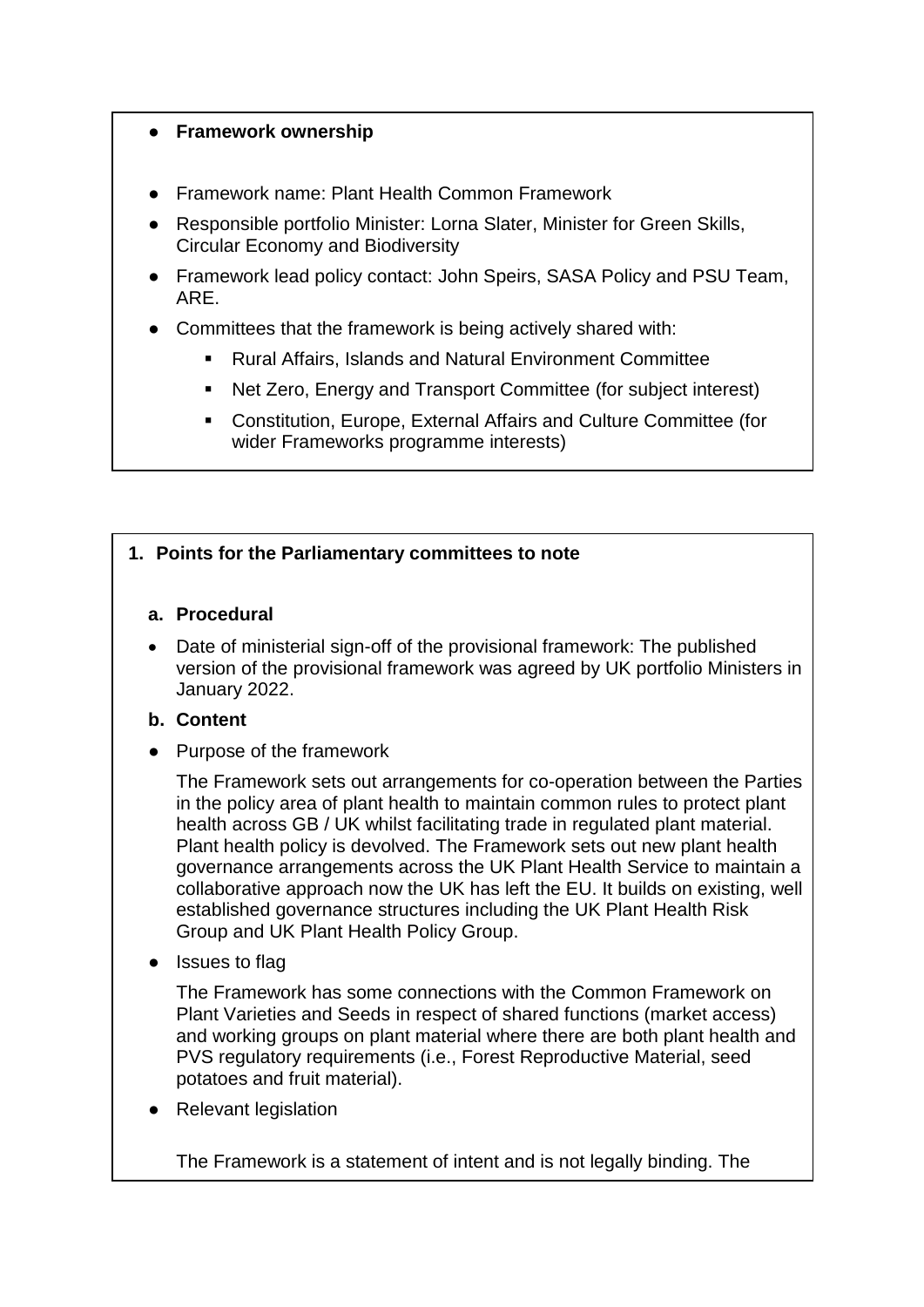- **Framework ownership**

- Framework name: Plant Health Common Framework
- Responsible portfolio Minister: Lorna Slater, Minister for Green Skills, Circular Economy and Biodiversity
- Framework lead policy contact: John Speirs, SASA Policy and PSU Team, ARE.
- Committees that the framework is being actively shared with:
  - Rural Affairs, Islands and Natural Environment Committee
  - Net Zero, Energy and Transport Committee (for subject interest)
  - Constitution, Europe, External Affairs and Culture Committee (for wider Frameworks programme interests)

## 1. Points for the Parliamentary committees to note

### a. Procedural

- Date of ministerial sign-off of the provisional framework: The published version of the provisional framework was agreed by UK portfolio Ministers in January 2022.

### b. Content

- Purpose of the framework

  The Framework sets out arrangements for co-operation between the Parties in the policy area of plant health to maintain common rules to protect plant health across GB / UK whilst facilitating trade in regulated plant material. Plant health policy is devolved. The Framework sets out new plant health governance arrangements across the UK Plant Health Service to maintain a collaborative approach now the UK has left the EU. It builds on existing, well established governance structures including the UK Plant Health Risk Group and UK Plant Health Policy Group.

- Issues to flag

  The Framework has some connections with the Common Framework on Plant Varieties and Seeds in respect of shared functions (market access) and working groups on plant material where there are both plant health and PVS regulatory requirements (i.e., Forest Reproductive Material, seed potatoes and fruit material).

- Relevant legislation

  The Framework is a statement of intent and is not legally binding. The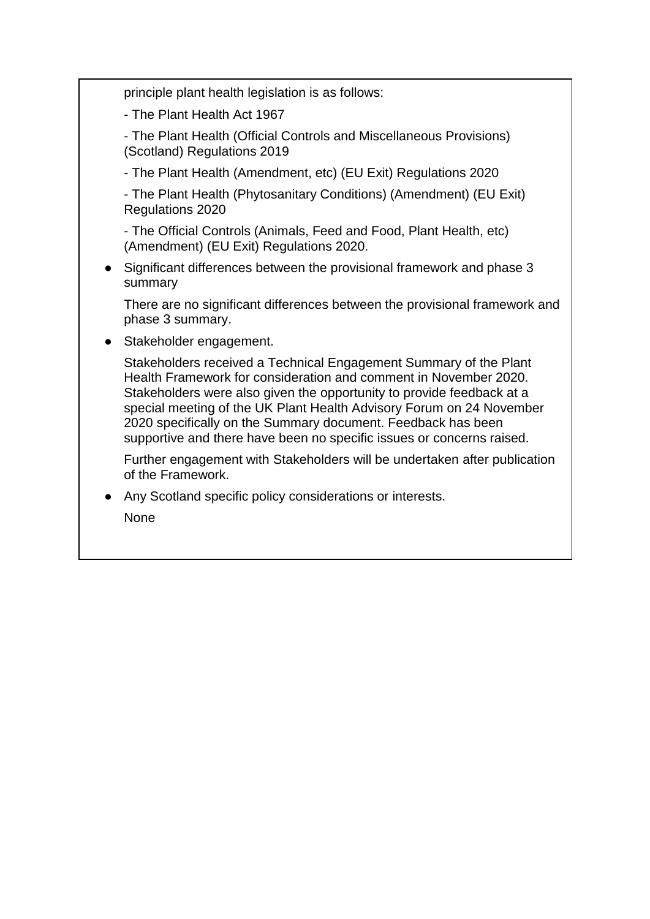principle plant health legislation is as follows:

- The Plant Health Act 1967

- The Plant Health (Official Controls and Miscellaneous Provisions) (Scotland) Regulations 2019

- The Plant Health (Amendment, etc) (EU Exit) Regulations 2020

- The Plant Health (Phytosanitary Conditions) (Amendment) (EU Exit) Regulations 2020

- The Official Controls (Animals, Feed and Food, Plant Health, etc) (Amendment) (EU Exit) Regulations 2020.

- Significant differences between the provisional framework and phase 3 summary

  There are no significant differences between the provisional framework and phase 3 summary.

- Stakeholder engagement.

  Stakeholders received a Technical Engagement Summary of the Plant Health Framework for consideration and comment in November 2020. Stakeholders were also given the opportunity to provide feedback at a special meeting of the UK Plant Health Advisory Forum on 24 November 2020 specifically on the Summary document. Feedback has been supportive and there have been no specific issues or concerns raised.

  Further engagement with Stakeholders will be undertaken after publication of the Framework.

- Any Scotland specific policy considerations or interests.

  None